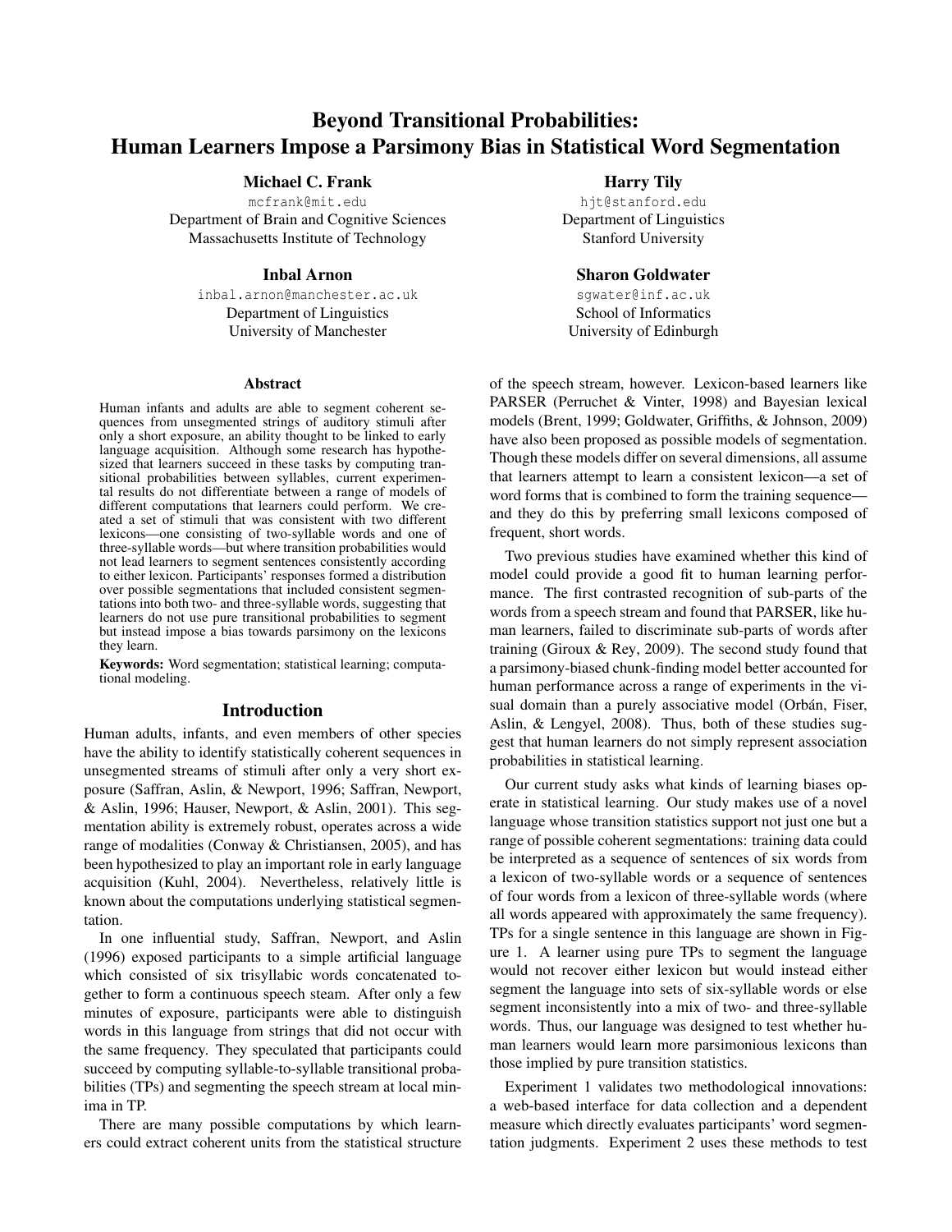# Beyond Transitional Probabilities: Human Learners Impose a Parsimony Bias in Statistical Word Segmentation

**Michael C. Frank**
mcfrank@mit.edu
Department of Brain and Cognitive Sciences
Massachusetts Institute of Technology

**Harry Tily**
hjt@stanford.edu
Department of Linguistics
Stanford University

**Inbal Arnon**
inbal.arnon@manchester.ac.uk
Department of Linguistics
University of Manchester

**Sharon Goldwater**
sgwater@inf.ac.uk
School of Informatics
University of Edinburgh

## Abstract

Human infants and adults are able to segment coherent sequences from unsegmented strings of auditory stimuli after only a short exposure, an ability thought to be linked to early language acquisition. Although some research has hypothesized that learners succeed in these tasks by computing transitional probabilities between syllables, current experimental results do not differentiate between a range of models of different computations that learners could perform. We created a set of stimuli that was consistent with two different lexicons—one consisting of two-syllable words and one of three-syllable words—but where transition probabilities would not lead learners to segment sentences consistently according to either lexicon. Participants' responses formed a distribution over possible segmentations that included consistent segmentations into both two- and three-syllable words, suggesting that learners do not use pure transitional probabilities to segment but instead impose a bias towards parsimony on the lexicons they learn.

**Keywords:** Word segmentation; statistical learning; computational modeling.

## Introduction

Human adults, infants, and even members of other species have the ability to identify statistically coherent sequences in unsegmented streams of stimuli after only a very short exposure (Saffran, Aslin, & Newport, 1996; Saffran, Newport, & Aslin, 1996; Hauser, Newport, & Aslin, 2001). This segmentation ability is extremely robust, operates across a wide range of modalities (Conway & Christiansen, 2005), and has been hypothesized to play an important role in early language acquisition (Kuhl, 2004). Nevertheless, relatively little is known about the computations underlying statistical segmentation.

In one influential study, Saffran, Newport, and Aslin (1996) exposed participants to a simple artificial language which consisted of six trisyllabic words concatenated together to form a continuous speech steam. After only a few minutes of exposure, participants were able to distinguish words in this language from strings that did not occur with the same frequency. They speculated that participants could succeed by computing syllable-to-syllable transitional probabilities (TPs) and segmenting the speech stream at local minima in TP.

There are many possible computations by which learners could extract coherent units from the statistical structure of the speech stream, however. Lexicon-based learners like PARSER (Perruchet & Vinter, 1998) and Bayesian lexical models (Brent, 1999; Goldwater, Griffiths, & Johnson, 2009) have also been proposed as possible models of segmentation. Though these models differ on several dimensions, all assume that learners attempt to learn a consistent lexicon—a set of word forms that is combined to form the training sequence—and they do this by preferring small lexicons composed of frequent, short words.

Two previous studies have examined whether this kind of model could provide a good fit to human learning performance. The first contrasted recognition of sub-parts of the words from a speech stream and found that PARSER, like human learners, failed to discriminate sub-parts of words after training (Giroux & Rey, 2009). The second study found that a parsimony-biased chunk-finding model better accounted for human performance across a range of experiments in the visual domain than a purely associative model (Orbán, Fiser, Aslin, & Lengyel, 2008). Thus, both of these studies suggest that human learners do not simply represent association probabilities in statistical learning.

Our current study asks what kinds of learning biases operate in statistical learning. Our study makes use of a novel language whose transition statistics support not just one but a range of possible coherent segmentations: training data could be interpreted as a sequence of sentences of six words from a lexicon of two-syllable words or a sequence of sentences of four words from a lexicon of three-syllable words (where all words appeared with approximately the same frequency). TPs for a single sentence in this language are shown in Figure 1. A learner using pure TPs to segment the language would not recover either lexicon but would instead either segment the language into sets of six-syllable words or else segment inconsistently into a mix of two- and three-syllable words. Thus, our language was designed to test whether human learners would learn more parsimonious lexicons than those implied by pure transition statistics.

Experiment 1 validates two methodological innovations: a web-based interface for data collection and a dependent measure which directly evaluates participants' word segmentation judgments. Experiment 2 uses these methods to test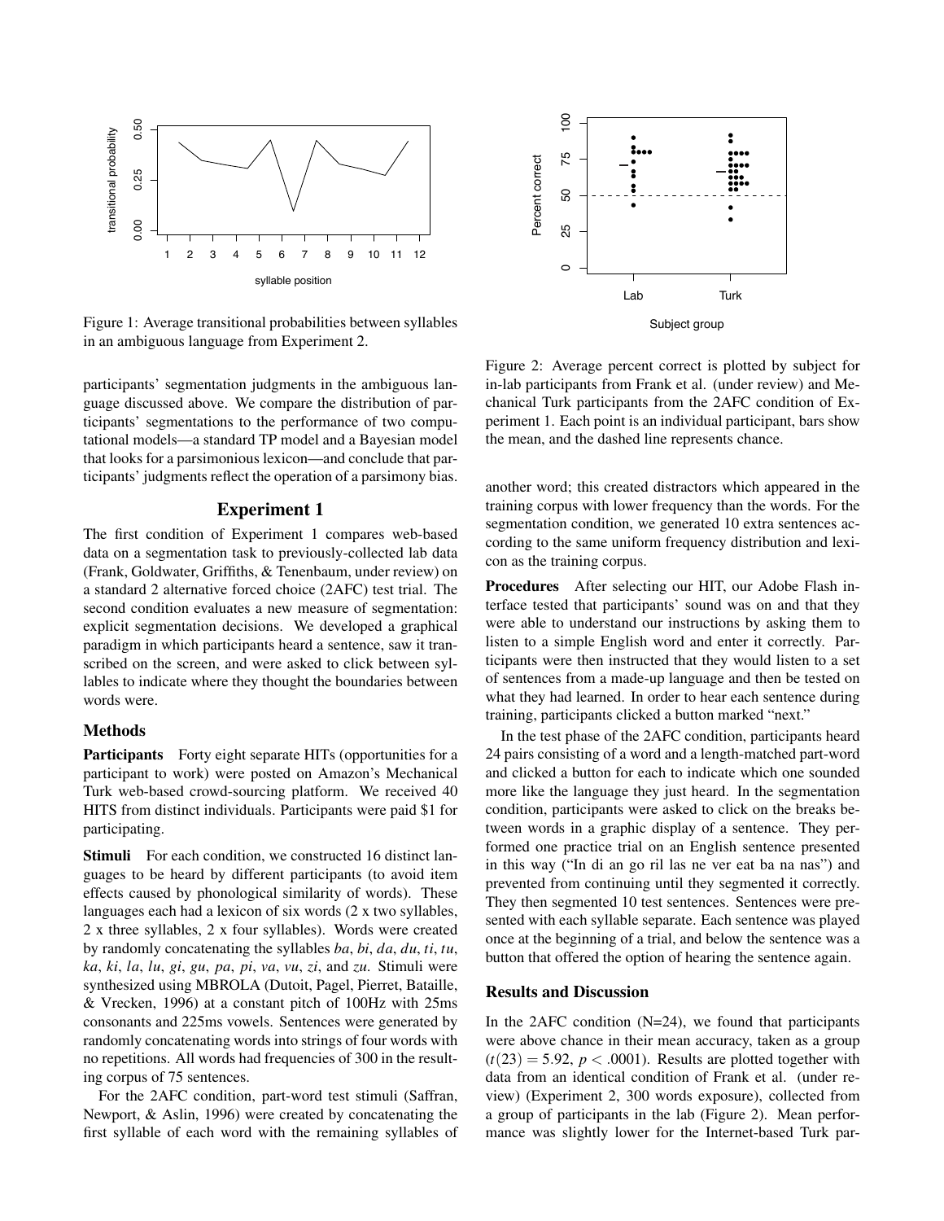Figure 1: Average transitional probabilities between syllables in an ambiguous language from Experiment 2.

participants' segmentation judgments in the ambiguous language discussed above. We compare the distribution of participants' segmentations to the performance of two computational models—a standard TP model and a Bayesian model that looks for a parsimonious lexicon—and conclude that participants' judgments reflect the operation of a parsimony bias.

## Experiment 1

The first condition of Experiment 1 compares web-based data on a segmentation task to previously-collected lab data (Frank, Goldwater, Griffiths, & Tenenbaum, under review) on a standard 2 alternative forced choice (2AFC) test trial. The second condition evaluates a new measure of segmentation: explicit segmentation decisions. We developed a graphical paradigm in which participants heard a sentence, saw it transcribed on the screen, and were asked to click between syllables to indicate where they thought the boundaries between words were.

### Methods

**Participants** Forty eight separate HITs (opportunities for a participant to work) were posted on Amazon's Mechanical Turk web-based crowd-sourcing platform. We received 40 HITS from distinct individuals. Participants were paid \$1 for participating.

**Stimuli** For each condition, we constructed 16 distinct languages to be heard by different participants (to avoid item effects caused by phonological similarity of words). These languages each had a lexicon of six words (2 x two syllables, 2 x three syllables, 2 x four syllables). Words were created by randomly concatenating the syllables *ba*, *bi*, *da*, *du*, *ti*, *tu*, *ka*, *ki*, *la*, *lu*, *gi*, *gu*, *pa*, *pi*, *va*, *vu*, *zi*, and *zu*. Stimuli were synthesized using MBROLA (Dutoit, Pagel, Pierret, Bataille, & Vrecken, 1996) at a constant pitch of 100Hz with 25ms consonants and 225ms vowels. Sentences were generated by randomly concatenating words into strings of four words with no repetitions. All words had frequencies of 300 in the resulting corpus of 75 sentences.

For the 2AFC condition, part-word test stimuli (Saffran, Newport, & Aslin, 1996) were created by concatenating the first syllable of each word with the remaining syllables of another word; this created distractors which appeared in the training corpus with lower frequency than the words. For the segmentation condition, we generated 10 extra sentences according to the same uniform frequency distribution and lexicon as the training corpus.

Figure 2: Average percent correct is plotted by subject for in-lab participants from Frank et al. (under review) and Mechanical Turk participants from the 2AFC condition of Experiment 1. Each point is an individual participant, bars show the mean, and the dashed line represents chance.

**Procedures** After selecting our HIT, our Adobe Flash interface tested that participants' sound was on and that they were able to understand our instructions by asking them to listen to a simple English word and enter it correctly. Participants were then instructed that they would listen to a set of sentences from a made-up language and then be tested on what they had learned. In order to hear each sentence during training, participants clicked a button marked "next."

In the test phase of the 2AFC condition, participants heard 24 pairs consisting of a word and a length-matched part-word and clicked a button for each to indicate which one sounded more like the language they just heard. In the segmentation condition, participants were asked to click on the breaks between words in a graphic display of a sentence. They performed one practice trial on an English sentence presented in this way ("In di an go ril las ne ver eat ba na nas") and prevented from continuing until they segmented it correctly. They then segmented 10 test sentences. Sentences were presented with each syllable separate. Each sentence was played once at the beginning of a trial, and below the sentence was a button that offered the option of hearing the sentence again.

### Results and Discussion

In the 2AFC condition (N=24), we found that participants were above chance in their mean accuracy, taken as a group ($t(23) = 5.92$, $p < .0001$). Results are plotted together with data from an identical condition of Frank et al. (under review) (Experiment 2, 300 words exposure), collected from a group of participants in the lab (Figure 2). Mean performance was slightly lower for the Internet-based Turk par-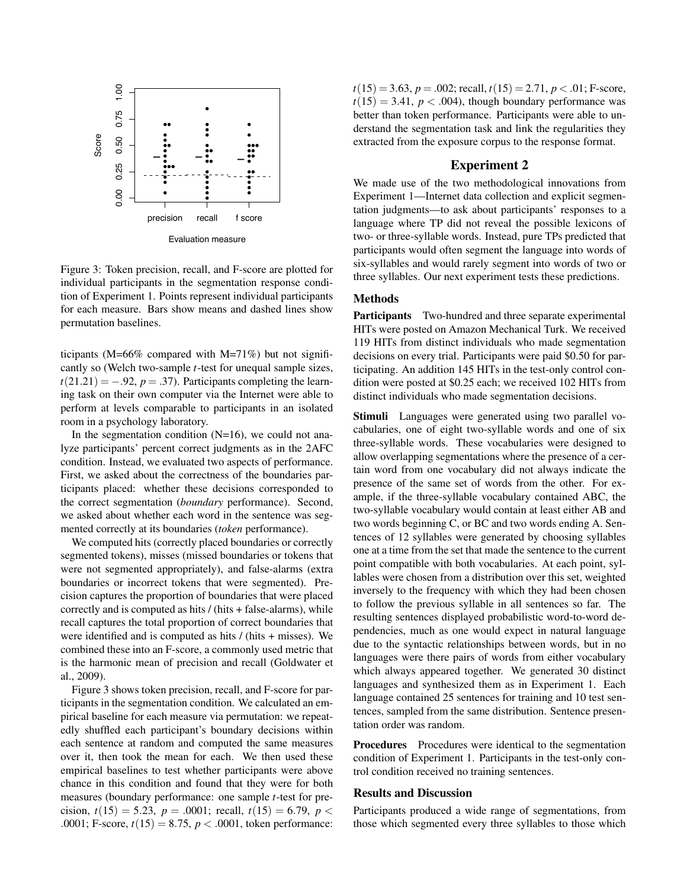Figure 3: Token precision, recall, and F-score are plotted for individual participants in the segmentation response condition of Experiment 1. Points represent individual participants for each measure. Bars show means and dashed lines show permutation baselines.

ticipants (M=66% compared with M=71%) but not significantly so (Welch two-sample $t$-test for unequal sample sizes, $t(21.21) = -.92$, $p = .37$). Participants completing the learning task on their own computer via the Internet were able to perform at levels comparable to participants in an isolated room in a psychology laboratory.

In the segmentation condition (N=16), we could not analyze participants' percent correct judgments as in the 2AFC condition. Instead, we evaluated two aspects of performance. First, we asked about the correctness of the boundaries participants placed: whether these decisions corresponded to the correct segmentation (*boundary* performance). Second, we asked about whether each word in the sentence was segmented correctly at its boundaries (*token* performance).

We computed hits (correctly placed boundaries or correctly segmented tokens), misses (missed boundaries or tokens that were not segmented appropriately), and false-alarms (extra boundaries or incorrect tokens that were segmented). Precision captures the proportion of boundaries that were placed correctly and is computed as hits / (hits + false-alarms), while recall captures the total proportion of correct boundaries that were identified and is computed as hits / (hits + misses). We combined these into an F-score, a commonly used metric that is the harmonic mean of precision and recall (Goldwater et al., 2009).

Figure 3 shows token precision, recall, and F-score for participants in the segmentation condition. We calculated an empirical baseline for each measure via permutation: we repeatedly shuffled each participant's boundary decisions within each sentence at random and computed the same measures over it, then took the mean for each. We then used these empirical baselines to test whether participants were above chance in this condition and found that they were for both measures (boundary performance: one sample $t$-test for precision, $t(15) = 5.23$, $p = .0001$; recall, $t(15) = 6.79$, $p < .0001$; F-score, $t(15) = 8.75$, $p < .0001$, token performance: $t(15) = 3.63$, $p = .002$; recall, $t(15) = 2.71$, $p < .01$; F-score, $t(15) = 3.41$, $p < .004$), though boundary performance was better than token performance. Participants were able to understand the segmentation task and link the regularities they extracted from the exposure corpus to the response format.

## Experiment 2

We made use of the two methodological innovations from Experiment 1—Internet data collection and explicit segmentation judgments—to ask about participants' responses to a language where TP did not reveal the possible lexicons of two- or three-syllable words. Instead, pure TPs predicted that participants would often segment the language into words of six-syllables and would rarely segment into words of two or three syllables. Our next experiment tests these predictions.

### Methods

**Participants** Two-hundred and three separate experimental HITs were posted on Amazon Mechanical Turk. We received 119 HITs from distinct individuals who made segmentation decisions on every trial. Participants were paid $0.50 for participating. An addition 145 HITs in the test-only control condition were posted at $0.25 each; we received 102 HITs from distinct individuals who made segmentation decisions.

**Stimuli** Languages were generated using two parallel vocabularies, one of eight two-syllable words and one of six three-syllable words. These vocabularies were designed to allow overlapping segmentations where the presence of a certain word from one vocabulary did not always indicate the presence of the same set of words from the other. For example, if the three-syllable vocabulary contained ABC, the two-syllable vocabulary would contain at least either AB and two words beginning C, or BC and two words ending A. Sentences of 12 syllables were generated by choosing syllables one at a time from the set that made the sentence to the current point compatible with both vocabularies. At each point, syllables were chosen from a distribution over this set, weighted inversely to the frequency with which they had been chosen to follow the previous syllable in all sentences so far. The resulting sentences displayed probabilistic word-to-word dependencies, much as one would expect in natural language due to the syntactic relationships between words, but in no languages were there pairs of words from either vocabulary which always appeared together. We generated 30 distinct languages and synthesized them as in Experiment 1. Each language contained 25 sentences for training and 10 test sentences, sampled from the same distribution. Sentence presentation order was random.

**Procedures** Procedures were identical to the segmentation condition of Experiment 1. Participants in the test-only control condition received no training sentences.

### Results and Discussion

Participants produced a wide range of segmentations, from those which segmented every three syllables to those which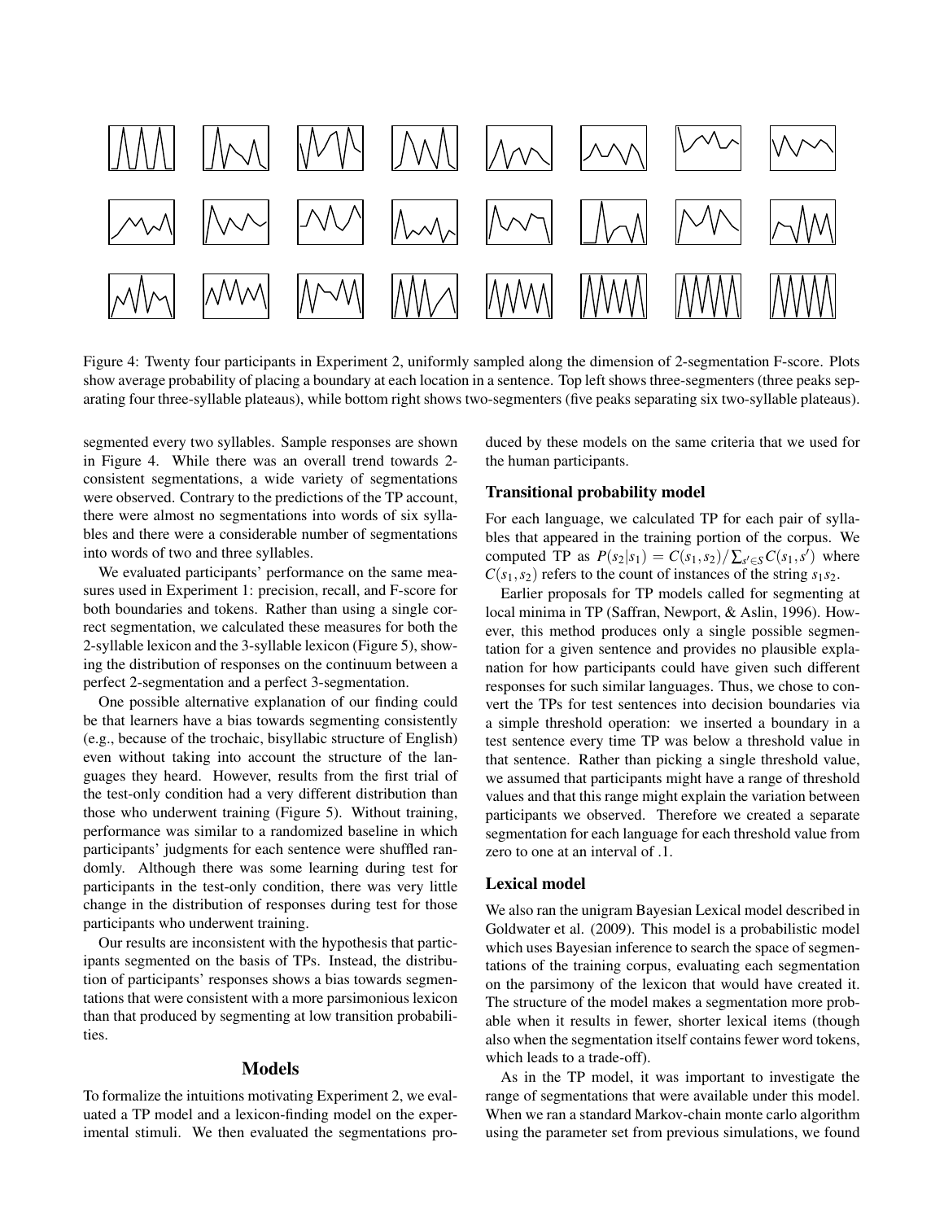Figure 4: Twenty four participants in Experiment 2, uniformly sampled along the dimension of 2-segmentation F-score. Plots show average probability of placing a boundary at each location in a sentence. Top left shows three-segmenters (three peaks separating four three-syllable plateaus), while bottom right shows two-segmenters (five peaks separating six two-syllable plateaus).

segmented every two syllables. Sample responses are shown in Figure 4. While there was an overall trend towards 2-consistent segmentations, a wide variety of segmentations were observed. Contrary to the predictions of the TP account, there were almost no segmentations into words of six syllables and there were a considerable number of segmentations into words of two and three syllables.

We evaluated participants' performance on the same measures used in Experiment 1: precision, recall, and F-score for both boundaries and tokens. Rather than using a single correct segmentation, we calculated these measures for both the 2-syllable lexicon and the 3-syllable lexicon (Figure 5), showing the distribution of responses on the continuum between a perfect 2-segmentation and a perfect 3-segmentation.

One possible alternative explanation of our finding could be that learners have a bias towards segmenting consistently (e.g., because of the trochaic, bisyllabic structure of English) even without taking into account the structure of the languages they heard. However, results from the first trial of the test-only condition had a very different distribution than those who underwent training (Figure 5). Without training, performance was similar to a randomized baseline in which participants' judgments for each sentence were shuffled randomly. Although there was some learning during test for participants in the test-only condition, there was very little change in the distribution of responses during test for those participants who underwent training.

Our results are inconsistent with the hypothesis that participants segmented on the basis of TPs. Instead, the distribution of participants' responses shows a bias towards segmentations that were consistent with a more parsimonious lexicon than that produced by segmenting at low transition probabilities.

## Models

To formalize the intuitions motivating Experiment 2, we evaluated a TP model and a lexicon-finding model on the experimental stimuli. We then evaluated the segmentations produced by these models on the same criteria that we used for the human participants.

### Transitional probability model

For each language, we calculated TP for each pair of syllables that appeared in the training portion of the corpus. We computed TP as $P(s_2|s_1) = C(s_1, s_2)/\sum_{s' \in S} C(s_1, s')$ where $C(s_1, s_2)$ refers to the count of instances of the string $s_1 s_2$.

Earlier proposals for TP models called for segmenting at local minima in TP (Saffran, Newport, & Aslin, 1996). However, this method produces only a single possible segmentation for a given sentence and provides no plausible explanation for how participants could have given such different responses for such similar languages. Thus, we chose to convert the TPs for test sentences into decision boundaries via a simple threshold operation: we inserted a boundary in a test sentence every time TP was below a threshold value in that sentence. Rather than picking a single threshold value, we assumed that participants might have a range of threshold values and that this range might explain the variation between participants we observed. Therefore we created a separate segmentation for each language for each threshold value from zero to one at an interval of .1.

### Lexical model

We also ran the unigram Bayesian Lexical model described in Goldwater et al. (2009). This model is a probabilistic model which uses Bayesian inference to search the space of segmentations of the training corpus, evaluating each segmentation on the parsimony of the lexicon that would have created it. The structure of the model makes a segmentation more probable when it results in fewer, shorter lexical items (though also when the segmentation itself contains fewer word tokens, which leads to a trade-off).

As in the TP model, it was important to investigate the range of segmentations that were available under this model. When we ran a standard Markov-chain monte carlo algorithm using the parameter set from previous simulations, we found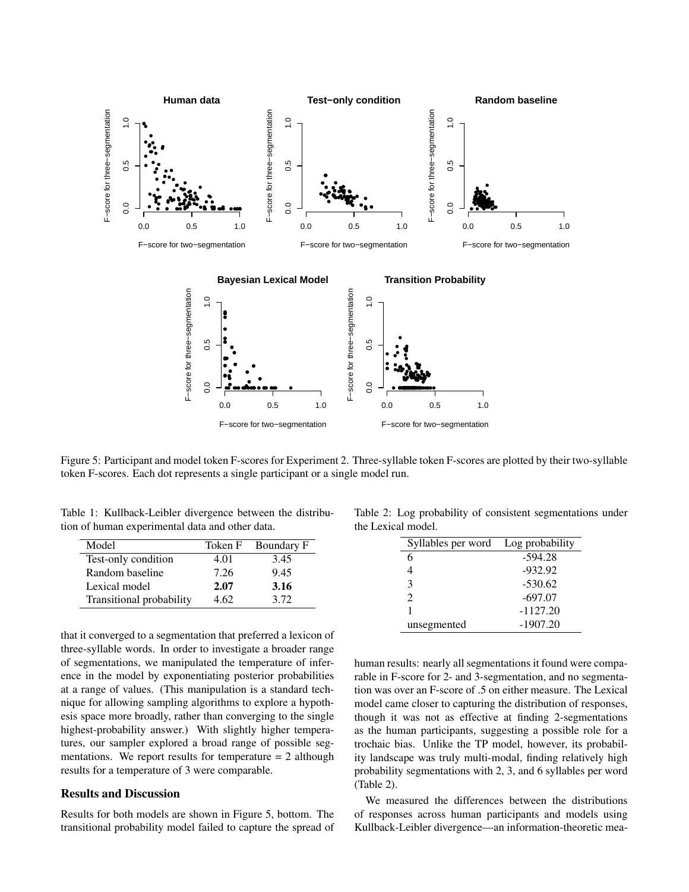Figure 5: Participant and model token F-scores for Experiment 2. Three-syllable token F-scores are plotted by their two-syllable token F-scores. Each dot represents a single participant or a single model run.

Table 1: Kullback-Leibler divergence between the distribution of human experimental data and other data.

| Model | Token F | Boundary F |
|---|---|---|
| Test-only condition | 4.01 | 3.45 |
| Random baseline | 7.26 | 9.45 |
| Lexical model | **2.07** | **3.16** |
| Transitional probability | 4.62 | 3.72 |

that it converged to a segmentation that preferred a lexicon of three-syllable words. In order to investigate a broader range of segmentations, we manipulated the temperature of inference in the model by exponentiating posterior probabilities at a range of values. (This manipulation is a standard technique for allowing sampling algorithms to explore a hypothesis space more broadly, rather than converging to the single highest-probability answer.) With slightly higher temperatures, our sampler explored a broad range of possible segmentations. We report results for temperature = 2 although results for a temperature of 3 were comparable.

## Results and Discussion

Results for both models are shown in Figure 5, bottom. The transitional probability model failed to capture the spread of human results: nearly all segmentations it found were comparable in F-score for 2- and 3-segmentation, and no segmentation was over an F-score of .5 on either measure. The Lexical model came closer to capturing the distribution of responses, though it was not as effective at finding 2-segmentations as the human participants, suggesting a possible role for a trochaic bias. Unlike the TP model, however, its probability landscape was truly multi-modal, finding relatively high probability segmentations with 2, 3, and 6 syllables per word (Table 2).

Table 2: Log probability of consistent segmentations under the Lexical model.

| Syllables per word | Log probability |
|---|---|
| 6 | -594.28 |
| 4 | -932.92 |
| 3 | -530.62 |
| 2 | -697.07 |
| 1 | -1127.20 |
| unsegmented | -1907.20 |

We measured the differences between the distributions of responses across human participants and models using Kullback-Leibler divergence—an information-theoretic mea-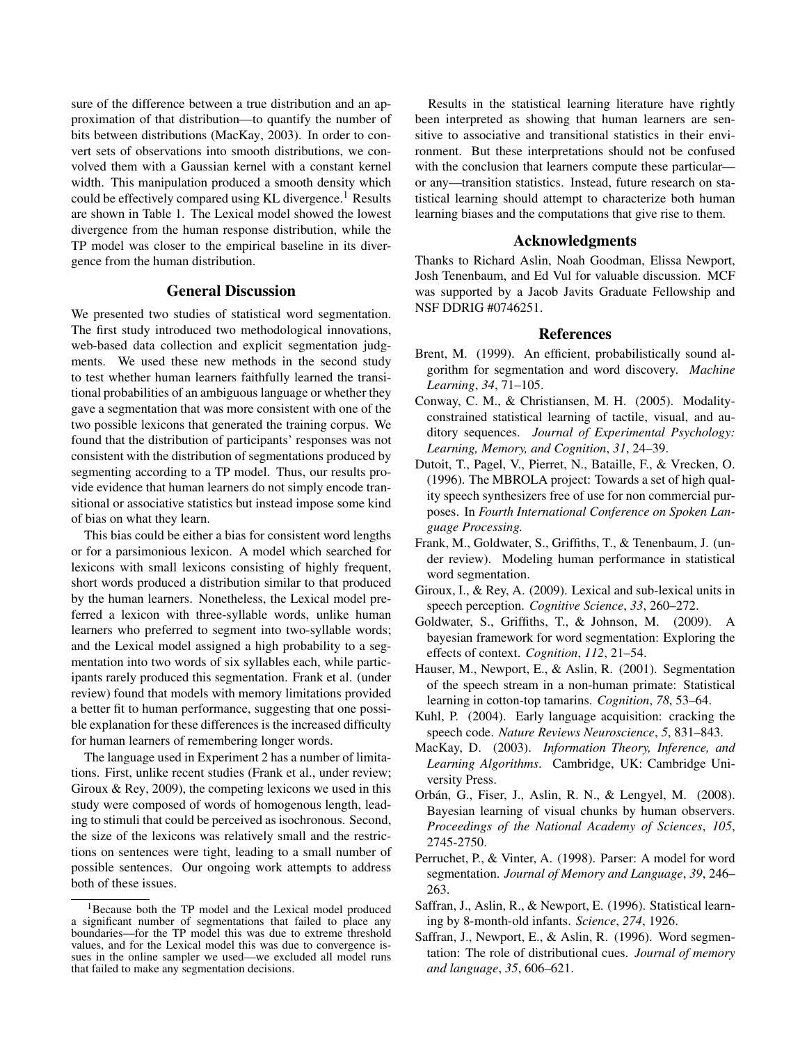sure of the difference between a true distribution and an approximation of that distribution—to quantify the number of bits between distributions (MacKay, 2003). In order to convert sets of observations into smooth distributions, we convolved them with a Gaussian kernel with a constant kernel width. This manipulation produced a smooth density which could be effectively compared using KL divergence.[1] Results are shown in Table 1. The Lexical model showed the lowest divergence from the human response distribution, while the TP model was closer to the empirical baseline in its divergence from the human distribution.

## General Discussion

We presented two studies of statistical word segmentation. The first study introduced two methodological innovations, web-based data collection and explicit segmentation judgments. We used these new methods in the second study to test whether human learners faithfully learned the transitional probabilities of an ambiguous language or whether they gave a segmentation that was more consistent with one of the two possible lexicons that generated the training corpus. We found that the distribution of participants' responses was not consistent with the distribution of segmentations produced by segmenting according to a TP model. Thus, our results provide evidence that human learners do not simply encode transitional or associative statistics but instead impose some kind of bias on what they learn.

This bias could be either a bias for consistent word lengths or for a parsimonious lexicon. A model which searched for lexicons with small lexicons consisting of highly frequent, short words produced a distribution similar to that produced by the human learners. Nonetheless, the Lexical model preferred a lexicon with three-syllable words, unlike human learners who preferred to segment into two-syllable words; and the Lexical model assigned a high probability to a segmentation into two words of six syllables each, while participants rarely produced this segmentation. Frank et al. (under review) found that models with memory limitations provided a better fit to human performance, suggesting that one possible explanation for these differences is the increased difficulty for human learners of remembering longer words.

The language used in Experiment 2 has a number of limitations. First, unlike recent studies (Frank et al., under review; Giroux & Rey, 2009), the competing lexicons we used in this study were composed of words of homogenous length, leading to stimuli that could be perceived as isochronous. Second, the size of the lexicons was relatively small and the restrictions on sentences were tight, leading to a small number of possible sentences. Our ongoing work attempts to address both of these issues.

[1] Because both the TP model and the Lexical model produced a significant number of segmentations that failed to place any boundaries—for the TP model this was due to extreme threshold values, and for the Lexical model this was due to convergence issues in the online sampler we used—we excluded all model runs that failed to make any segmentation decisions.

Results in the statistical learning literature have rightly been interpreted as showing that human learners are sensitive to associative and transitional statistics in their environment. But these interpretations should not be confused with the conclusion that learners compute these particular—or any—transition statistics. Instead, future research on statistical learning should attempt to characterize both human learning biases and the computations that give rise to them.

## Acknowledgments

Thanks to Richard Aslin, Noah Goodman, Elissa Newport, Josh Tenenbaum, and Ed Vul for valuable discussion. MCF was supported by a Jacob Javits Graduate Fellowship and NSF DDRIG #0746251.

## References

Brent, M. (1999). An efficient, probabilistically sound algorithm for segmentation and word discovery. *Machine Learning*, *34*, 71–105.

Conway, C. M., & Christiansen, M. H. (2005). Modality-constrained statistical learning of tactile, visual, and auditory sequences. *Journal of Experimental Psychology: Learning, Memory, and Cognition*, *31*, 24–39.

Dutoit, T., Pagel, V., Pierret, N., Bataille, F., & Vrecken, O. (1996). The MBROLA project: Towards a set of high quality speech synthesizers free of use for non commercial purposes. In *Fourth International Conference on Spoken Language Processing.*

Frank, M., Goldwater, S., Griffiths, T., & Tenenbaum, J. (under review). Modeling human performance in statistical word segmentation.

Giroux, I., & Rey, A. (2009). Lexical and sub-lexical units in speech perception. *Cognitive Science*, *33*, 260–272.

Goldwater, S., Griffiths, T., & Johnson, M. (2009). A bayesian framework for word segmentation: Exploring the effects of context. *Cognition*, *112*, 21–54.

Hauser, M., Newport, E., & Aslin, R. (2001). Segmentation of the speech stream in a non-human primate: Statistical learning in cotton-top tamarins. *Cognition*, *78*, 53–64.

Kuhl, P. (2004). Early language acquisition: cracking the speech code. *Nature Reviews Neuroscience*, *5*, 831–843.

MacKay, D. (2003). *Information Theory, Inference, and Learning Algorithms*. Cambridge, UK: Cambridge University Press.

Orbán, G., Fiser, J., Aslin, R. N., & Lengyel, M. (2008). Bayesian learning of visual chunks by human observers. *Proceedings of the National Academy of Sciences*, *105*, 2745-2750.

Perruchet, P., & Vinter, A. (1998). Parser: A model for word segmentation. *Journal of Memory and Language*, *39*, 246–263.

Saffran, J., Aslin, R., & Newport, E. (1996). Statistical learning by 8-month-old infants. *Science*, *274*, 1926.

Saffran, J., Newport, E., & Aslin, R. (1996). Word segmentation: The role of distributional cues. *Journal of memory and language*, *35*, 606–621.